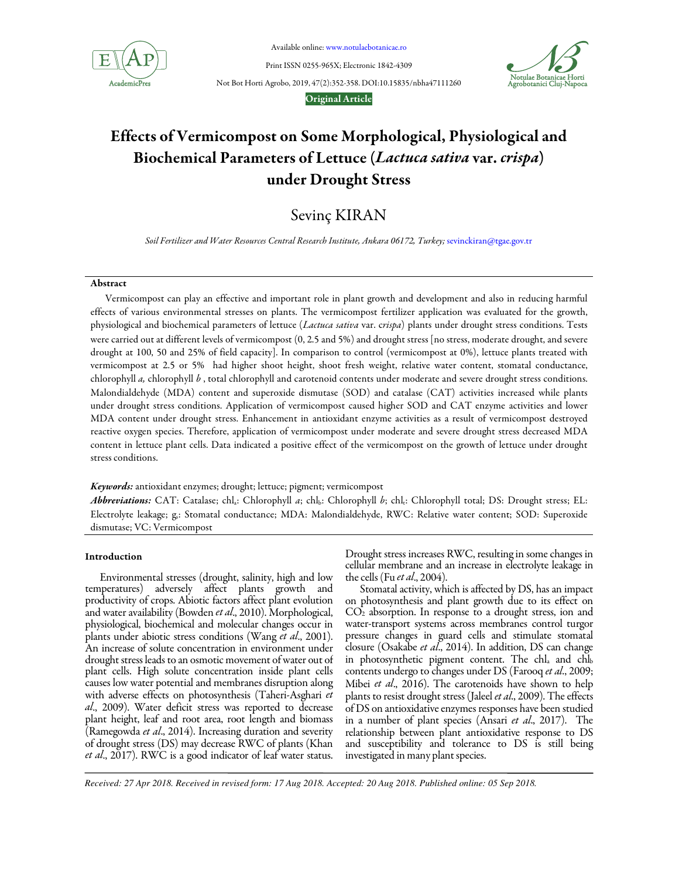Original Article

# Effects of Vermicompost on Some Morphological, Physiological and Biochemical Parameters of Lettuce (*Lactuca sativa* var. *crispa*) under Drought Stress

## Sevinç KIRAN

*Soil Fertilizer and Water Resources Central Research Institute, Ankara 06172, Turkey;* sevinckiran@tgae.gov.tr

### Abstract

Vermicompost can play an effective and important role in plant growth and development and also in reducing harmful effects of various environmental stresses on plants. The vermicompost fertilizer application was evaluated for the growth, physiological and biochemical parameters of lettuce (*Lactuca sativa* var. c*rispa*) plants under drought stress conditions. Tests were carried out at different levels of vermicompost (0, 2.5 and 5%) and drought stress [no stress, moderate drought, and severe drought at 100, 50 and 25% of field capacity]. In comparison to control (vermicompost at 0%), lettuce plants treated with vermicompost at 2.5 or 5% had higher shoot height, shoot fresh weight, relative water content, stomatal conductance, chlorophyll *a,* chlorophyll *b* , total chlorophyll and carotenoid contents under moderate and severe drought stress conditions. Malondialdehyde (MDA) content and superoxide dismutase (SOD) and catalase (CAT) activities increased while plants under drought stress conditions. Application of vermicompost caused higher SOD and CAT enzyme activities and lower MDA content under drought stress. Enhancement in antioxidant enzyme activities as a result of vermicompost destroyed reactive oxygen species. Therefore, application of vermicompost under moderate and severe drought stress decreased MDA content in lettuce plant cells. Data indicated a positive effect of the vermicompost on the growth of lettuce under drought stress conditions.

***Keywords:*** antioxidant enzymes; drought; lettuce; pigment; vermicompost

***Abbreviations:*** CAT: Catalase; $chl_a$: Chlorophyll *a*; $chl_b$: Chlorophyll *b*; $chl_t$: Chlorophyll total; DS: Drought stress; EL: Electrolyte leakage; $g_s$: Stomatal conductance; MDA: Malondialdehyde, RWC: Relative water content; SOD: Superoxide dismutase; VC: Vermicompost

### Introduction

Environmental stresses (drought, salinity, high and low temperatures) adversely affect plants growth and productivity of crops. Abiotic factors affect plant evolution and water availability (Bowden *et al*., 2010). Morphological, physiological, biochemical and molecular changes occur in plants under abiotic stress conditions (Wang *et al*., 2001). An increase of solute concentration in environment under drought stress leads to an osmotic movement of water out of plant cells. High solute concentration inside plant cells causes low water potential and membranes disruption along with adverse effects on photosynthesis (Taheri-Asghari *et al*., 2009). Water deficit stress was reported to decrease plant height, leaf and root area, root length and biomass (Ramegowda *et al*., 2014). Increasing duration and severity of drought stress (DS) may decrease RWC of plants (Khan *et al*., 2017). RWC is a good indicator of leaf water status. Drought stress increases RWC, resulting in some changes in cellular membrane and an increase in electrolyte leakage in the cells (Fu *et al*., 2004).

Stomatal activity, which is affected by DS, has an impact on photosynthesis and plant growth due to its effect on $CO_2$ absorption. In response to a drought stress, ion and water-transport systems across membranes control turgor pressure changes in guard cells and stimulate stomatal closure (Osakabe *et al*., 2014). In addition, DS can change in photosynthetic pigment content. The $chl_a$ and $chl_b$ contents undergo to changes under DS (Farooq *et al*., 2009; Mibei *et al*., 2016). The carotenoids have shown to help plants to resist drought stress (Jaleel *et al*., 2009). The effects of DS on antioxidative enzymes responses have been studied in a number of plant species (Ansari *et al*., 2017). The relationship between plant antioxidative response to DS and susceptibility and tolerance to DS is still being investigated in many plant species.

*Received: 27 Apr 2018. Received in revised form: 17 Aug 2018. Accepted: 20 Aug 2018. Published online: 05 Sep 2018.*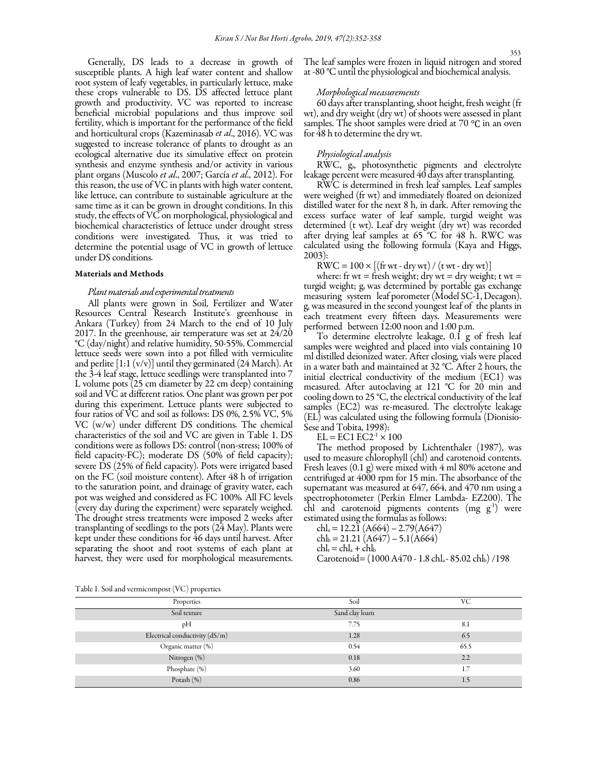Generally, DS leads to a decrease in growth of susceptible plants. A high leaf water content and shallow root system of leafy vegetables, in particularly lettuce, make these crops vulnerable to DS. DS affected lettuce plant growth and productivity. VC was reported to increase beneficial microbial populations and thus improve soil fertility, which is important for the performance of the field and horticultural crops (Kazeminasab *et al*., 2016). VC was suggested to increase tolerance of plants to drought as an ecological alternative due its simulative effect on protein synthesis and enzyme synthesis and/or activity in various plant organs (Muscolo *et al*., 2007; García *et al*., 2012). For this reason, the use of VC in plants with high water content, like lettuce, can contribute to sustainable agriculture at the same time as it can be grown in drought conditions. In this study, the effects of VC on morphological, physiological and biochemical characteristics of lettuce under drought stress conditions were investigated. Thus, it was tried to determine the potential usage of VC in growth of lettuce under DS conditions.

## Materials and Methods

### *Plant materials and experimental treatments*

All plants were grown in Soil, Fertilizer and Water Resources Central Research Institute's greenhouse in Ankara (Turkey) from 24 March to the end of 10 July 2017. In the greenhouse, air temperature was set at 24/20 °C (day/night) and relative humidity, 50-55%. Commercial lettuce seeds were sown into a pot filled with vermiculite and perlite [1:1 (v/v)] until they germinated (24 March). At the 3-4 leaf stage, lettuce seedlings were transplanted into 7 L volume pots (25 cm diameter by 22 cm deep) containing soil and VC at different ratios. One plant was grown per pot during this experiment. Lettuce plants were subjected to four ratios of VC and soil as follows: DS 0%, 2.5% VC, 5% VC (w/w) under different DS conditions. The chemical characteristics of the soil and VC are given in Table 1. DS conditions were as follows DS: control (non-stress; 100% of field capacity-FC); moderate DS (50% of field capacity); severe DS (25% of field capacity). Pots were irrigated based on the FC (soil moisture content). After 48 h of irrigation to the saturation point, and drainage of gravity water, each pot was weighed and considered as FC 100%. All FC levels (every day during the experiment) were separately weighed. The drought stress treatments were imposed 2 weeks after transplanting of seedlings to the pots (24 May). Plants were kept under these conditions for 46 days until harvest. After separating the shoot and root systems of each plant at harvest, they were used for morphological measurements. The leaf samples were frozen in liquid nitrogen and stored at -80 °C until the physiological and biochemical analysis.

### *Morphological measurements*

60 days after transplanting, shoot height, fresh weight (fr wt), and dry weight (dry wt) of shoots were assessed in plant samples. The shoot samples were dried at 70 °C in an oven for 48 h to determine the dry wt.

### *Physiological analysis*

RWC, $g_s$, photosynthetic pigments and electrolyte leakage percent were measured 40 days after transplanting.

RWC is determined in fresh leaf samples. Leaf samples were weighed (fr wt) and immediately floated on deionized distilled water for the next 8 h, in dark. After removing the excess surface water of leaf sample, turgid weight was determined (t wt). Leaf dry weight (dry wt) was recorded after drying leaf samples at 65 °C for 48 h. RWC was calculated using the following formula (Kaya and Higgs, 2003):

$$RWC = 100 \times [(\text{fr wt} - \text{dry wt}) / (\text{t wt} - \text{dry wt})]$$

where: fr wt = fresh weight; dry wt = dry weight; t wt = turgid weight; $g_s$ was determined by portable gas exchange measuring system leaf porometer (Model SC-1, Decagon). $g_s$ was measured in the second youngest leaf of the plants in each treatment every fifteen days. Measurements were performed between 12:00 noon and 1:00 p.m.

To determine electrolyte leakage, 0.1 g of fresh leaf samples were weighted and placed into vials containing 10 ml distilled deionized water. After closing, vials were placed in a water bath and maintained at 32 °C. After 2 hours, the initial electrical conductivity of the medium (EC1) was measured. After autoclaving at 121 °C for 20 min and cooling down to 25 °C, the electrical conductivity of the leaf samples (EC2) was re-measured. The electrolyte leakage (EL) was calculated using the following formula (Dionisio-Sese and Tobita, 1998):

$$EL = EC1\ EC2^{-1} \times 100$$

The method proposed by Lichtenthaler (1987), was used to measure chlorophyll (chl) and carotenoid contents. Fresh leaves (0.1 g) were mixed with 4 ml 80% acetone and centrifuged at 4000 rpm for 15 min. The absorbance of the supernatant was measured at 647, 664, and 470 nm using a spectrophotometer (Perkin Elmer Lambda- EZ200). The chl and carotenoid pigments contents (mg $g^{-1}$) were estimated using the formulas as follows:

$$chl_a = 12.21\ (A664) - 2.79(A647)$$

$$chl_b = 21.21\ (A647) - 5.1(A664)$$

$$chl_t = chl_a + chl_b$$

$$\text{Carotenoid} = (1000\ A470 - 1.8\ chl_a - 85.02\ chl_b) / 198$$

Table 1. Soil and vermicompost (VC) properties

| Properties | Soil | VC |
|---|---|---|
| Soil texture | Sand clay loam | |
| pH | 7.75 | 8.1 |
| Electrical conductivity (dS/m) | 1.28 | 6.5 |
| Organic matter (%) | 0.54 | 65.5 |
| Nitrogen (%) | 0.18 | 2.2 |
| Phosphate (%) | 3.60 | 1.7 |
| Potash (%) | 0.86 | 1.5 |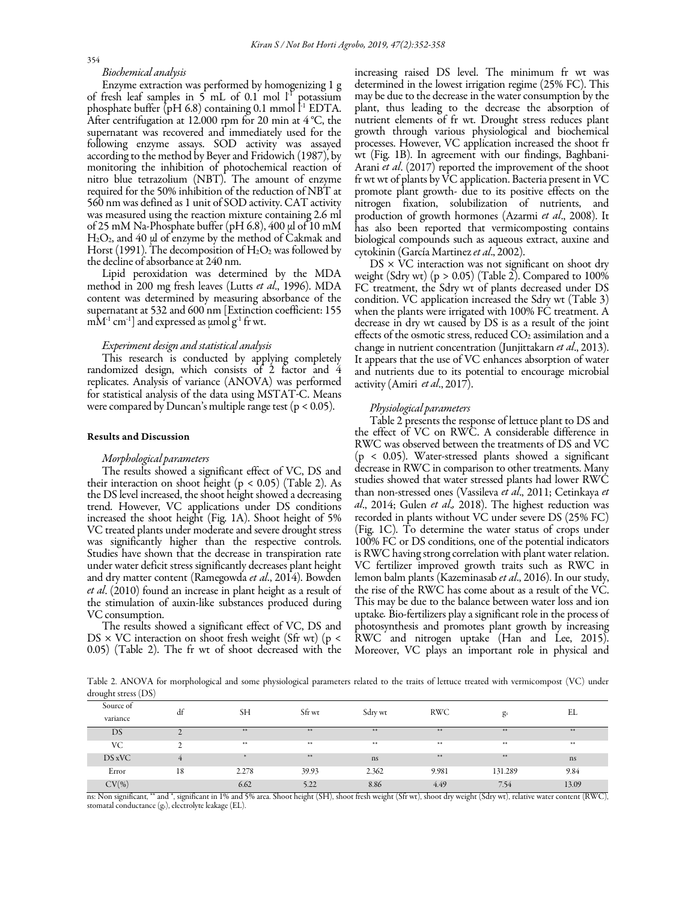*Biochemical analysis*

Enzyme extraction was performed by homogenizing 1 g of fresh leaf samples in 5 mL of 0.1 mol $l^{-1}$ potassium phosphate buffer (pH 6.8) containing 0.1 mmol $l^{-1}$ EDTA. After centrifugation at 12.000 rpm for 20 min at 4 °C, the supernatant was recovered and immediately used for the following enzyme assays. SOD activity was assayed according to the method by Beyer and Fridowich (1987), by monitoring the inhibition of photochemical reaction of nitro blue tetrazolium (NBT). The amount of enzyme required for the 50% inhibition of the reduction of NBT at 560 nm was defined as 1 unit of SOD activity. CAT activity was measured using the reaction mixture containing 2.6 ml of 25 mM Na-Phosphate buffer (pH 6.8), 400 µl of 10 mM $H_2O_2$, and 40 µl of enzyme by the method of Çakmak and Horst (1991). The decomposition of $H_2O_2$ was followed by the decline of absorbance at 240 nm.

Lipid peroxidation was determined by the MDA method in 200 mg fresh leaves (Lutts *et al*., 1996). MDA content was determined by measuring absorbance of the supernatant at 532 and 600 nm [Extinction coefficient: 155 $mM^{-1}$ $cm^{-1}$] and expressed as µmol $g^{-1}$ fr wt.

*Experiment design and statistical analysis*

This research is conducted by applying completely randomized design, which consists of 2 factor and 4 replicates. Analysis of variance (ANOVA) was performed for statistical analysis of the data using MSTAT-C. Means were compared by Duncan's multiple range test ($p < 0.05$).

## Results and Discussion

*Morphological parameters*

The results showed a significant effect of VC, DS and their interaction on shoot height ($p < 0.05$) (Table 2). As the DS level increased, the shoot height showed a decreasing trend. However, VC applications under DS conditions increased the shoot height (Fig. 1A). Shoot height of 5% VC treated plants under moderate and severe drought stress was significantly higher than the respective controls. Studies have shown that the decrease in transpiration rate under water deficit stress significantly decreases plant height and dry matter content (Ramegowda *et al*., 2014). Bowden *et al*. (2010) found an increase in plant height as a result of the stimulation of auxin-like substances produced during VC consumption.

The results showed a significant effect of VC, DS and DS × VC interaction on shoot fresh weight (Sfr wt) ($p < 0.05$) (Table 2). The fr wt of shoot decreased with the increasing raised DS level. The minimum fr wt was determined in the lowest irrigation regime (25% FC). This may be due to the decrease in the water consumption by the plant, thus leading to the decrease the absorption of nutrient elements of fr wt. Drought stress reduces plant growth through various physiological and biochemical processes. However, VC application increased the shoot fr wt (Fig. 1B). In agreement with our findings, Baghbani-Arani *et al*. (2017) reported the improvement of the shoot fr wt wt of plants by VC application. Bacteria present in VC promote plant growth- due to its positive effects on the nitrogen fixation, solubilization of nutrients, and production of growth hormones (Azarmi *et al*., 2008). It has also been reported that vermicomposting contains biological compounds such as aqueous extract, auxine and cytokinin (García Martinez *et al*., 2002).

DS × VC interaction was not significant on shoot dry weight (Sdry wt) ($p > 0.05$) (Table 2). Compared to 100% FC treatment, the Sdry wt of plants decreased under DS condition. VC application increased the Sdry wt (Table 3) when the plants were irrigated with 100% FC treatment. A decrease in dry wt caused by DS is as a result of the joint effects of the osmotic stress, reduced $CO_2$ assimilation and a change in nutrient concentration (Junjittakarn *et al*., 2013). It appears that the use of VC enhances absorption of water and nutrients due to its potential to encourage microbial activity (Amiri *et al*., 2017).

*Physiological parameters*

Table 2 presents the response of lettuce plant to DS and the effect of VC on RWC. A considerable difference in RWC was observed between the treatments of DS and VC ($p < 0.05$). Water-stressed plants showed a significant decrease in RWC in comparison to other treatments. Many studies showed that water stressed plants had lower RWC than non-stressed ones (Vassileva *et al*., 2011; Cetinkaya *et al*., 2014; Gulen *et al.,* 2018). The highest reduction was recorded in plants without VC under severe DS (25% FC) (Fig. 1C). To determine the water status of crops under 100% FC or DS conditions, one of the potential indicators is RWC having strong correlation with plant water relation. VC fertilizer improved growth traits such as RWC in lemon balm plants (Kazeminasab *et al*., 2016). In our study, the rise of the RWC has come about as a result of the VC. This may be due to the balance between water loss and ion uptake. Bio-fertilizers play a significant role in the process of photosynthesis and promotes plant growth by increasing RWC and nitrogen uptake (Han and Lee, 2015). Moreover, VC plays an important role in physical and

Table 2. ANOVA for morphological and some physiological parameters related to the traits of lettuce treated with vermicompost (VC) under drought stress (DS)

| Source of variance | df | SH | Sfr wt | Sdry wt | RWC | $g_s$ | EL |
|---|---|---|---|---|---|---|---|
| DS | 2 | ** | ** | ** | ** | ** | ** |
| VC | 2 | ** | ** | ** | ** | ** | ** |
| DS xVC | 4 | * | ** | ns | ** | ** | ns |
| Error | 18 | 2.278 | 39.93 | 2.362 | 9.981 | 131.289 | 9.84 |
| CV(%) | | 6.62 | 5.22 | 8.86 | 4.49 | 7.54 | 13.09 |

ns: Non significant, ** and *, significant in 1% and 5% area. Shoot height (SH), shoot fresh weight (Sfr wt), shoot dry weight (Sdry wt), relative water content (RWC), stomatal conductance ($g_s$), electrolyte leakage (EL).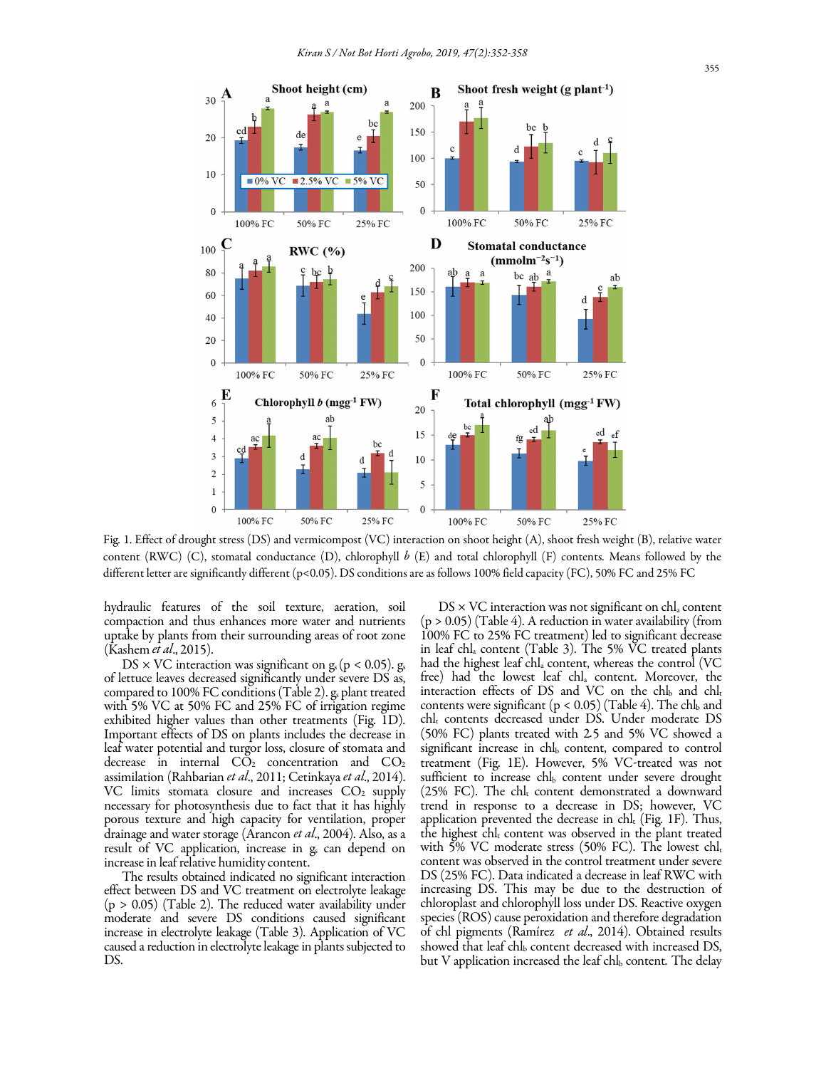Fig. 1. Effect of drought stress (DS) and vermicompost (VC) interaction on shoot height (A), shoot fresh weight (B), relative water content (RWC) (C), stomatal conductance (D), chlorophyll *b* (E) and total chlorophyll (F) contents. Means followed by the different letter are significantly different ($p<0.05$). DS conditions are as follows 100% field capacity (FC), 50% FC and 25% FC

hydraulic features of the soil texture, aeration, soil compaction and thus enhances more water and nutrients uptake by plants from their surrounding areas of root zone (Kashem *et al*., 2015).

DS × VC interaction was significant on $g_s$ ($p < 0.05$). $g_s$ of lettuce leaves decreased significantly under severe DS as, compared to 100% FC conditions (Table 2). $g_s$ plant treated with 5% VC at 50% FC and 25% FC of irrigation regime exhibited higher values than other treatments (Fig. 1D). Important effects of DS on plants includes the decrease in leaf water potential and turgor loss, closure of stomata and decrease in internal $CO_2$ concentration and $CO_2$ assimilation (Rahbarian *et al*., 2011; Cetinkaya *et al*., 2014). VC limits stomata closure and increases $CO_2$ supply necessary for photosynthesis due to fact that it has highly porous texture and high capacity for ventilation, proper drainage and water storage (Arancon *et al*., 2004). Also, as a result of VC application, increase in $g_s$ can depend on increase in leaf relative humidity content.

The results obtained indicated no significant interaction effect between DS and VC treatment on electrolyte leakage ($p > 0.05$) (Table 2). The reduced water availability under moderate and severe DS conditions caused significant increase in electrolyte leakage (Table 3). Application of VC caused a reduction in electrolyte leakage in plants subjected to DS.

DS × VC interaction was not significant on $chl_a$ content ($p > 0.05$) (Table 4). A reduction in water availability (from 100% FC to 25% FC treatment) led to significant decrease in leaf $chl_a$ content (Table 3). The 5% VC treated plants had the highest leaf $chl_a$ content, whereas the control (VC free) had the lowest leaf $chl_a$ content. Moreover, the interaction effects of DS and VC on the $chl_b$ and $chl_t$ contents were significant ($p < 0.05$) (Table 4). The $chl_b$ and $chl_t$ contents decreased under DS. Under moderate DS (50% FC) plants treated with 2.5 and 5% VC showed a significant increase in $chl_b$ content, compared to control treatment (Fig. 1E). However, 5% VC-treated was not sufficient to increase $chl_b$ content under severe drought (25% FC). The $chl_t$ content demonstrated a downward trend in response to a decrease in DS; however, VC application prevented the decrease in $chl_t$ (Fig. 1F). Thus, the highest $chl_t$ content was observed in the plant treated with 5% VC moderate stress (50% FC). The lowest $chl_t$ content was observed in the control treatment under severe DS (25% FC). Data indicated a decrease in leaf RWC with increasing DS. This may be due to the destruction of chloroplast and chlorophyll loss under DS. Reactive oxygen species (ROS) cause peroxidation and therefore degradation of chl pigments (Ramírez *et al*., 2014). Obtained results showed that leaf $chl_b$ content decreased with increased DS, but V application increased the leaf $chl_b$ content. The delay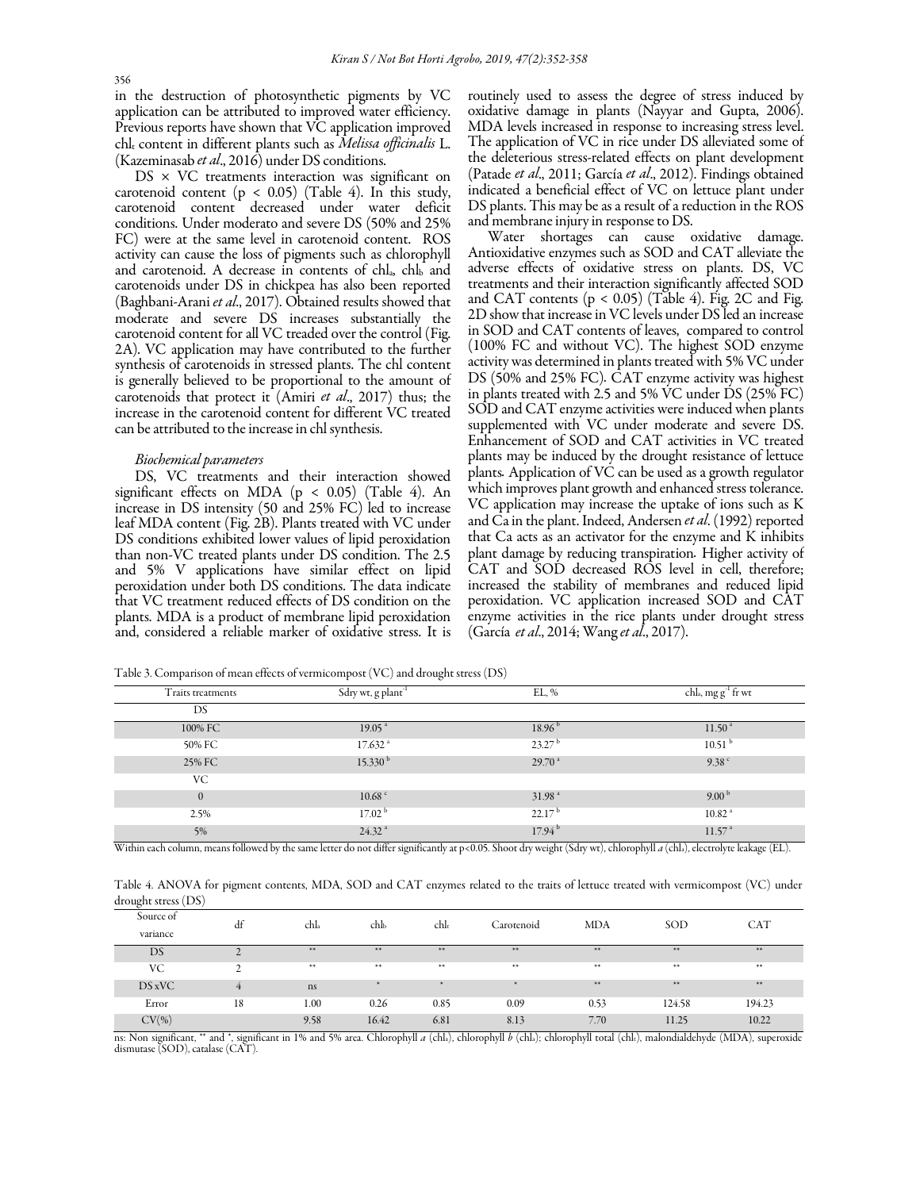in the destruction of photosynthetic pigments by VC application can be attributed to improved water efficiency. Previous reports have shown that VC application improved $chl_t$ content in different plants such as *Melissa officinalis* L. (Kazeminasab *et al*., 2016) under DS conditions.

DS × VC treatments interaction was significant on carotenoid content ($p < 0.05$) (Table 4). In this study, carotenoid content decreased under water deficit conditions. Under moderato and severe DS (50% and 25% FC) were at the same level in carotenoid content. ROS activity can cause the loss of pigments such as chlorophyll and carotenoid. A decrease in contents of $chl_a$, $chl_b$ and carotenoids under DS in chickpea has also been reported (Baghbani-Arani *et al*., 2017). Obtained results showed that moderate and severe DS increases substantially the carotenoid content for all VC treaded over the control (Fig. 2A). VC application may have contributed to the further synthesis of carotenoids in stressed plants. The chl content is generally believed to be proportional to the amount of carotenoids that protect it (Amiri *et al*., 2017) thus; the increase in the carotenoid content for different VC treated can be attributed to the increase in chl synthesis.

*Biochemical parameters*

DS, VC treatments and their interaction showed significant effects on MDA ($p < 0.05$) (Table 4). An increase in DS intensity (50 and 25% FC) led to increase leaf MDA content (Fig. 2B). Plants treated with VC under DS conditions exhibited lower values of lipid peroxidation than non-VC treated plants under DS condition. The 2.5 and 5% V applications have similar effect on lipid peroxidation under both DS conditions. The data indicate that VC treatment reduced effects of DS condition on the plants. MDA is a product of membrane lipid peroxidation and, considered a reliable marker of oxidative stress. It is routinely used to assess the degree of stress induced by oxidative damage in plants (Nayyar and Gupta, 2006). MDA levels increased in response to increasing stress level. The application of VC in rice under DS alleviated some of the deleterious stress-related effects on plant development (Patade *et al*., 2011; García *et al*., 2012). Findings obtained indicated a beneficial effect of VC on lettuce plant under DS plants. This may be as a result of a reduction in the ROS and membrane injury in response to DS.

Water shortages can cause oxidative damage. Antioxidative enzymes such as SOD and CAT alleviate the adverse effects of oxidative stress on plants. DS, VC treatments and their interaction significantly affected SOD and CAT contents ($p < 0.05$) (Table 4). Fig. 2C and Fig. 2D show that increase in VC levels under DS led an increase in SOD and CAT contents of leaves, compared to control (100% FC and without VC). The highest SOD enzyme activity was determined in plants treated with 5% VC under DS (50% and 25% FC). CAT enzyme activity was highest in plants treated with 2.5 and 5% VC under DS (25% FC) SOD and CAT enzyme activities were induced when plants supplemented with VC under moderate and severe DS. Enhancement of SOD and CAT activities in VC treated plants may be induced by the drought resistance of lettuce plants. Application of VC can be used as a growth regulator which improves plant growth and enhanced stress tolerance. VC application may increase the uptake of ions such as K and Ca in the plant. Indeed, Andersen *et al*. (1992) reported that Ca acts as an activator for the enzyme and K inhibits plant damage by reducing transpiration. Higher activity of CAT and SOD decreased ROS level in cell, therefore; increased the stability of membranes and reduced lipid peroxidation. VC application increased SOD and CAT enzyme activities in the rice plants under drought stress (García *et al*., 2014; Wang *et al*., 2017).

Table 3. Comparison of mean effects of vermicompost (VC) and drought stress (DS)

| Traits treatments | Sdry wt, g plant$^{-1}$ | EL, % | $chl_a$, mg g$^{-1}$ fr wt |
|---|---|---|---|
| DS | | | |
| 100% FC | 19.05 $^{a}$ | 18.96 $^{b}$ | 11.50 $^{a}$ |
| 50% FC | 17.632 $^{a}$ | 23.27 $^{b}$ | 10.51 $^{b}$ |
| 25% FC | 15.330 $^{b}$ | 29.70 $^{a}$ | 9.38 $^{c}$ |
| VC | | | |
| 0 | 10.68 $^{c}$ | 31.98 $^{a}$ | 9.00 $^{b}$ |
| 2.5% | 17.02 $^{b}$ | 22.17 $^{b}$ | 10.82 $^{a}$ |
| 5% | 24.32 $^{a}$ | 17.94 $^{b}$ | 11.57 $^{a}$ |

Within each column, means followed by the same letter do not differ significantly at p<0.05. Shoot dry weight (Sdry wt), chlorophyll *a* ($chl_a$), electrolyte leakage (EL).

Table 4. ANOVA for pigment contents, MDA, SOD and CAT enzymes related to the traits of lettuce treated with vermicompost (VC) under drought stress (DS)

| Source of variance | df | $chl_a$ | $chl_b$ | $chl_t$ | Carotenoid | MDA | SOD | CAT |
|---|---|---|---|---|---|---|---|---|
| DS | 2 | ** | ** | ** | ** | ** | ** | ** |
| VC | 2 | ** | ** | ** | ** | ** | ** | ** |
| DS xVC | 4 | ns | * | * | * | ** | ** | ** |
| Error | 18 | 1.00 | 0.26 | 0.85 | 0.09 | 0.53 | 124.58 | 194.23 |
| CV(%) | | 9.58 | 16.42 | 6.81 | 8.13 | 7.70 | 11.25 | 10.22 |

ns: Non significant, ** and *, significant in 1% and 5% area. Chlorophyll *a* ($chl_a$), chlorophyll *b* ($chl_b$); chlorophyll total ($chl_t$), malondialdehyde (MDA), superoxide dismutase (SOD), catalase (CAT).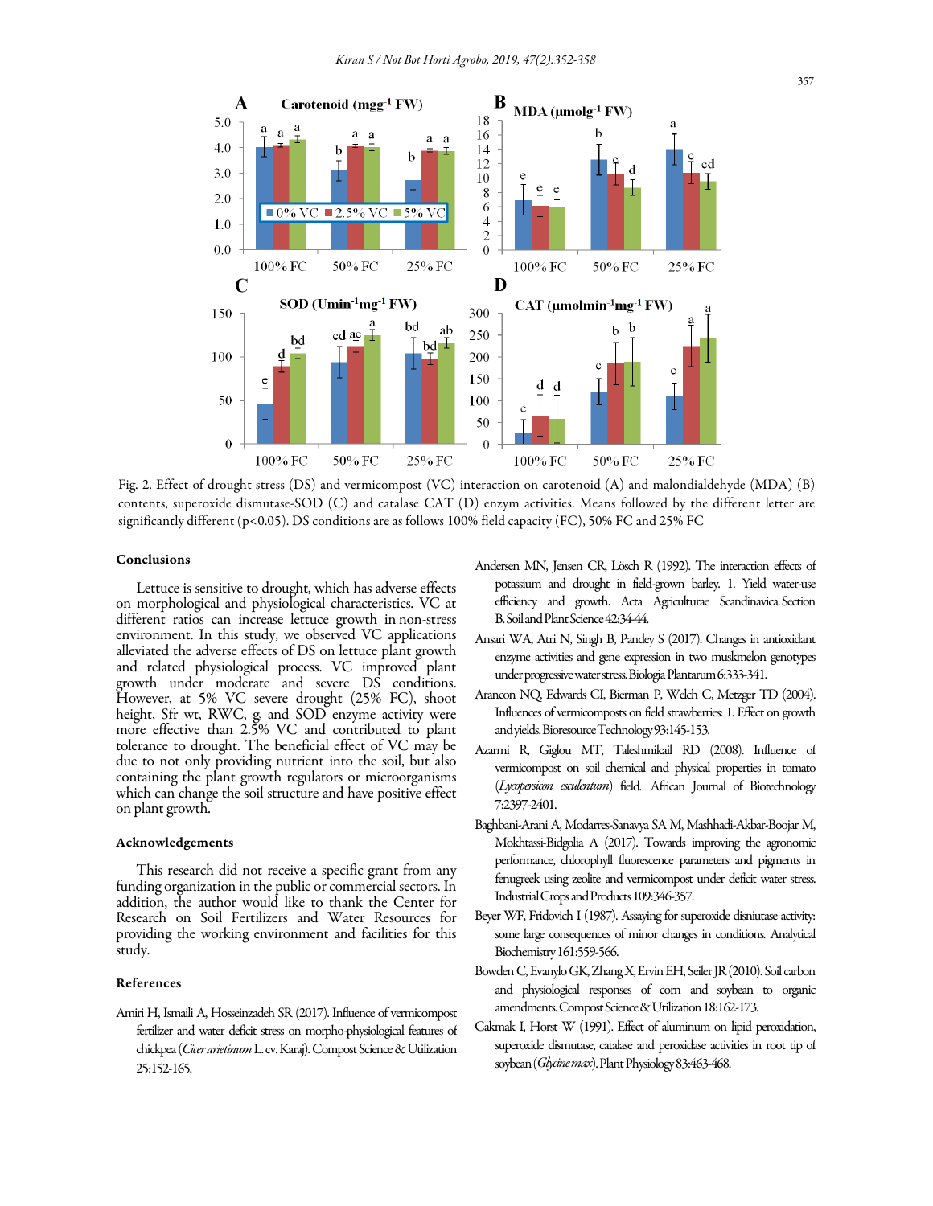Fig. 2. Effect of drought stress (DS) and vermicompost (VC) interaction on carotenoid (A) and malondialdehyde (MDA) (B) contents, superoxide dismutase-SOD (C) and catalase CAT (D) enzym activities. Means followed by the different letter are significantly different ($p<0.05$). DS conditions are as follows 100% field capacity (FC), 50% FC and 25% FC

## Conclusions

Lettuce is sensitive to drought, which has adverse effects on morphological and physiological characteristics. VC at different ratios can increase lettuce growth in non-stress environment. In this study, we observed VC applications alleviated the adverse effects of DS on lettuce plant growth and related physiological process. VC improved plant growth under moderate and severe DS conditions. However, at 5% VC severe drought (25% FC), shoot height, Sfr wt, RWC, $g_s$ and SOD enzyme activity were more effective than 2.5% VC and contributed to plant tolerance to drought. The beneficial effect of VC may be due to not only providing nutrient into the soil, but also containing the plant growth regulators or microorganisms which can change the soil structure and have positive effect on plant growth.

## Acknowledgements

This research did not receive a specific grant from any funding organization in the public or commercial sectors. In addition, the author would like to thank the Center for Research on Soil Fertilizers and Water Resources for providing the working environment and facilities for this study.

## References

Amiri H, Ismaili A, Hosseinzadeh SR (2017). Influence of vermicompost fertilizer and water deficit stress on morpho-physiological features of chickpea (*Cicer arietinum* L. cv. Karaj). Compost Science & Utilization 25:152-165.

Andersen MN, Jensen CR, Lösch R (1992). The interaction effects of potassium and drought in field-grown barley. 1. Yield water-use efficiency and growth. Acta Agriculturae Scandinavica. Section B. Soil and Plant Science 42:34-44.

Ansari WA, Atri N, Singh B, Pandey S (2017). Changes in antioxidant enzyme activities and gene expression in two muskmelon genotypes under progressive water stress. Biologia Plantarum 6:333-341.

Arancon NQ, Edwards CI, Bierman P, Welch C, Metzger TD (2004). Influences of vermicomposts on field strawberries: 1. Effect on growth and yields. Bioresource Technology 93:145-153.

Azarmi R, Giglou MT, Taleshmikail RD (2008). Influence of vermicompost on soil chemical and physical properties in tomato (*Lycopersicon esculentum*) field. African Journal of Biotechnology 7:2397-2401.

Baghbani-Arani A, Modarres-Sanavya SA M, Mashhadi-Akbar-Boojar M, Mokhtassi-Bidgolia A (2017). Towards improving the agronomic performance, chlorophyll fluorescence parameters and pigments in fenugreek using zeolite and vermicompost under deficit water stress. Industrial Crops and Products 109:346-357.

Beyer WF, Fridovich I (1987). Assaying for superoxide disniutase activity: some large consequences of minor changes in conditions. Analytical Biochemistry 161:559-566.

Bowden C, Evanylo GK, Zhang X, Ervin EH, Seiler JR (2010). Soil carbon and physiological responses of corn and soybean to organic amendments. Compost Science & Utilization 18:162-173.

Cakmak I, Horst W (1991). Effect of aluminum on lipid peroxidation, superoxide dismutase, catalase and peroxidase activities in root tip of soybean (*Glycine max*). Plant Physiology 83:463-468.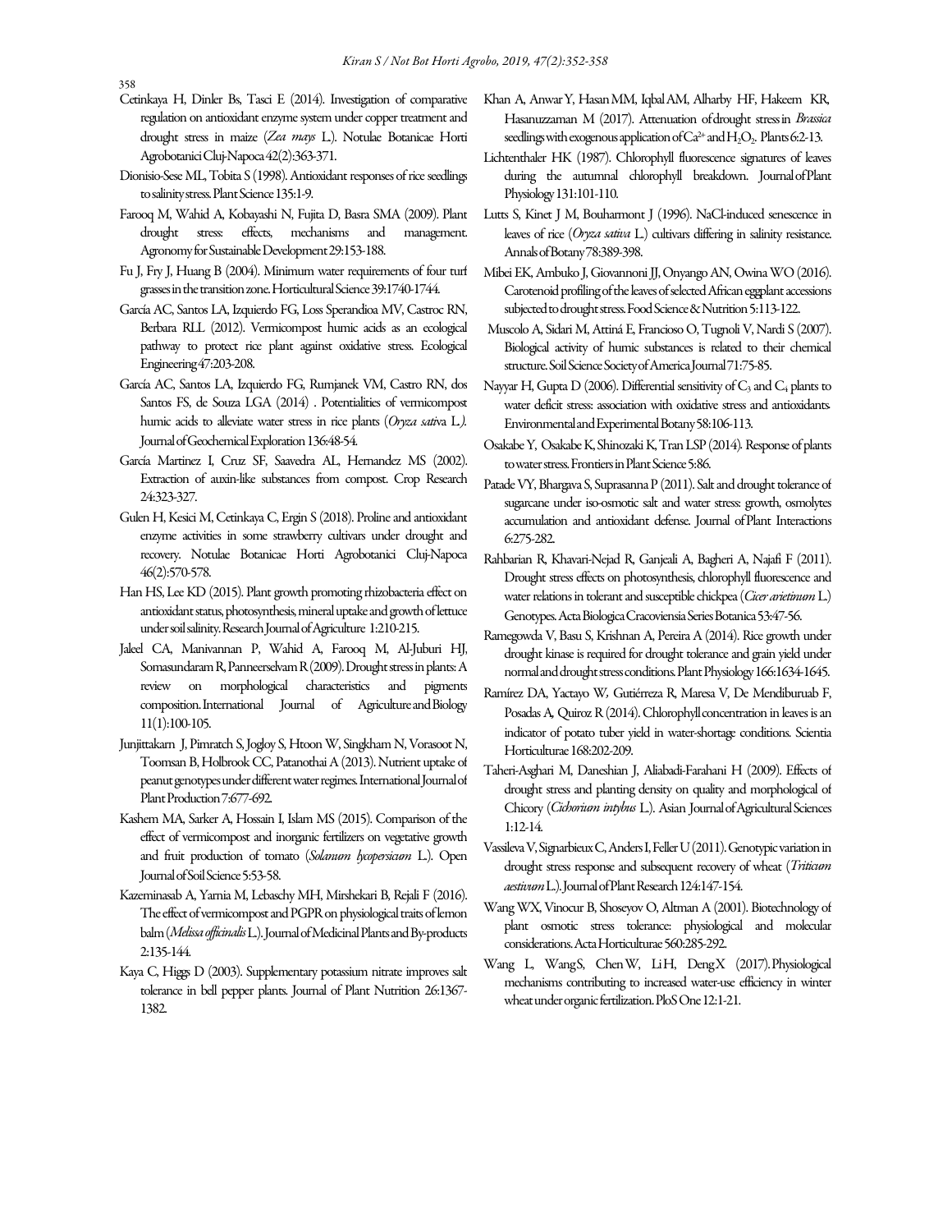Cetinkaya H, Dinler Bs, Tasci E (2014). Investigation of comparative regulation on antioxidant enzyme system under copper treatment and drought stress in maize (*Zea mays* L.). Notulae Botanicae Horti Agrobotanici Cluj-Napoca 42(2):363-371.

Dionisio-Sese ML, Tobita S (1998). Antioxidant responses of rice seedlings to salinity stress. Plant Science 135:1-9.

Farooq M, Wahid A, Kobayashi N, Fujita D, Basra SMA (2009). Plant drought stress: effects, mechanisms and management. Agronomy for Sustainable Development 29:153-188.

Fu J, Fry J, Huang B (2004). Minimum water requirements of four turf grasses in the transition zone. Horticultural Science 39:1740-1744.

García AC, Santos LA, Izquierdo FG, Loss Sperandioa MV, Castroc RN, Berbara RLL (2012). Vermicompost humic acids as an ecological pathway to protect rice plant against oxidative stress. Ecological Engineering 47:203-208.

García AC, Santos LA, Izquierdo FG, Rumjanek VM, Castro RN, dos Santos FS, de Souza LGA (2014) . Potentialities of vermicompost humic acids to alleviate water stress in rice plants (*Oryza sativa* L.). Journal of Geochemical Exploration 136:48-54.

García Martinez I, Cruz SF, Saavedra AL, Hernandez MS (2002). Extraction of auxin-like substances from compost. Crop Research 24:323-327.

Gulen H, Kesici M, Cetinkaya C, Ergin S (2018). Proline and antioxidant enzyme activities in some strawberry cultivars under drought and recovery. Notulae Botanicae Horti Agrobotanici Cluj-Napoca 46(2):570-578.

Han HS, Lee KD (2015). Plant growth promoting rhizobacteria effect on antioxidant status, photosynthesis, mineral uptake and growth of lettuce under soil salinity. Research Journal of Agriculture 1:210-215.

Jaleel CA, Manivannan P, Wahid A, Farooq M, Al-Juburi HJ, Somasundaram R, Panneerselvam R (2009). Drought stress in plants: A review on morphological characteristics and pigments composition. International Journal of Agriculture and Biology 11(1):100-105.

Junjittakarn J, Pimratch S, Jogloy S, Htoon W, Singkham N, Vorasoot N, Toomsan B, Holbrook CC, Patanothai A (2013). Nutrient uptake of peanut genotypes under different water regimes. International Journal of Plant Production 7:677-692.

Kashem MA, Sarker A, Hossain I, Islam MS (2015). Comparison of the effect of vermicompost and inorganic fertilizers on vegetative growth and fruit production of tomato (*Solanum lycopersicum* L.). Open Journal of Soil Science 5:53-58.

Kazeminasab A, Yarnia M, Lebaschy MH, Mirshekari B, Rejali F (2016). The effect of vermicompost and PGPR on physiological traits of lemon balm (*Melissa officinalis* L.). Journal of Medicinal Plants and By-products 2:135-144.

Kaya C, Higgs D (2003). Supplementary potassium nitrate improves salt tolerance in bell pepper plants. Journal of Plant Nutrition 26:1367-1382.

Khan A, Anwar Y, Hasan MM, Iqbal AM, Alharby HF, Hakeem KR, Hasanuzzaman M (2017). Attenuation of drought stress in *Brassica* seedlings with exogenous application of $Ca^{2+}$ and $H_2O_2$. Plants 6:2-13.

Lichtenthaler HK (1987). Chlorophyll fluorescence signatures of leaves during the autumnal chlorophyll breakdown. Journal of Plant Physiology 131:101-110.

Lutts S, Kinet J M, Bouharmont J (1996). NaCl-induced senescence in leaves of rice (*Oryza sativa* L.) cultivars differing in salinity resistance. Annals of Botany 78:389-398.

Mibei EK, Ambuko J, Giovannoni JJ, Onyango AN, Owina WO (2016). Carotenoid profiling of the leaves of selected African eggplant accessions subjected to drought stress. Food Science & Nutrition 5:113-122.

Muscolo A, Sidari M, Attinà E, Francioso O, Tugnoli V, Nardi S (2007). Biological activity of humic substances is related to their chemical structure. Soil Science Society of America Journal 71:75-85.

Nayyar H, Gupta D (2006). Differential sensitivity of $C_3$ and $C_4$ plants to water deficit stress: association with oxidative stress and antioxidants. Environmental and Experimental Botany 58:106-113.

Osakabe Y, Osakabe K, Shinozaki K, Tran LSP (2014). Response of plants to water stress. Frontiers in Plant Science 5:86.

Patade VY, Bhargava S, Suprasanna P (2011). Salt and drought tolerance of sugarcane under iso-osmotic salt and water stress: growth, osmolytes accumulation and antioxidant defense. Journal of Plant Interactions 6:275-282.

Rahbarian R, Khavari-Nejad R, Ganjeali A, Bagheri A, Najafi F (2011). Drought stress effects on photosynthesis, chlorophyll fluorescence and water relations in tolerant and susceptible chickpea (*Cicer arietinum* L.) Genotypes. Acta Biologica Cracoviensia Series Botanica 53:47-56.

Ramegowda V, Basu S, Krishnan A, Pereira A (2014). Rice growth under drought kinase is required for drought tolerance and grain yield under normal and drought stress conditions. Plant Physiology 166:1634-1645.

Ramírez DA, Yactayo W, Gutiérreza R, Maresa V, De Mendiburuab F, Posadas A, Quiroz R (2014). Chlorophyll concentration in leaves is an indicator of potato tuber yield in water-shortage conditions. Scientia Horticulturae 168:202-209.

Taheri-Asghari M, Daneshian J, Aliabadi-Farahani H (2009). Effects of drought stress and planting density on quality and morphological of Chicory (*Cichorium intybus* L.). Asian Journal of Agricultural Sciences 1:12-14.

Vassileva V, Signarbieux C, Anders I, Feller U (2011). Genotypic variation in drought stress response and subsequent recovery of wheat (*Triticum aestivum* L.). Journal of Plant Research 124:147-154.

Wang WX, Vinocur B, Shoseyov O, Altman A (2001). Biotechnology of plant osmotic stress tolerance: physiological and molecular considerations. Acta Horticulturae 560:285-292.

Wang L, Wang S, Chen W, Li H, Deng X (2017). Physiological mechanisms contributing to increased water-use efficiency in winter wheat under organic fertilization. PloS One 12:1-21.